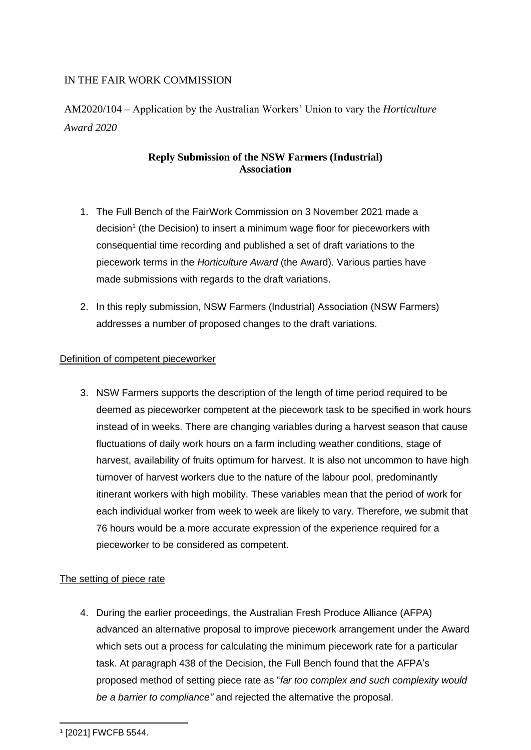IN THE FAIR WORK COMMISSION

AM2020/104 – Application by the Australian Workers' Union to vary the *Horticulture Award 2020*

**Reply Submission of the NSW Farmers (Industrial) Association**

1. The Full Bench of the FairWork Commission on 3 November 2021 made a decision[1] (the Decision) to insert a minimum wage floor for pieceworkers with consequential time recording and published a set of draft variations to the piecework terms in the *Horticulture Award* (the Award). Various parties have made submissions with regards to the draft variations.

2. In this reply submission, NSW Farmers (Industrial) Association (NSW Farmers) addresses a number of proposed changes to the draft variations.

Definition of competent pieceworker

3. NSW Farmers supports the description of the length of time period required to be deemed as pieceworker competent at the piecework task to be specified in work hours instead of in weeks. There are changing variables during a harvest season that cause fluctuations of daily work hours on a farm including weather conditions, stage of harvest, availability of fruits optimum for harvest. It is also not uncommon to have high turnover of harvest workers due to the nature of the labour pool, predominantly itinerant workers with high mobility. These variables mean that the period of work for each individual worker from week to week are likely to vary. Therefore, we submit that 76 hours would be a more accurate expression of the experience required for a pieceworker to be considered as competent.

The setting of piece rate

4. During the earlier proceedings, the Australian Fresh Produce Alliance (AFPA) advanced an alternative proposal to improve piecework arrangement under the Award which sets out a process for calculating the minimum piecework rate for a particular task. At paragraph 438 of the Decision, the Full Bench found that the AFPA's proposed method of setting piece rate as "*far too complex and such complexity would be a barrier to compliance"* and rejected the alternative the proposal.

[1] [2021] FWCFB 5544.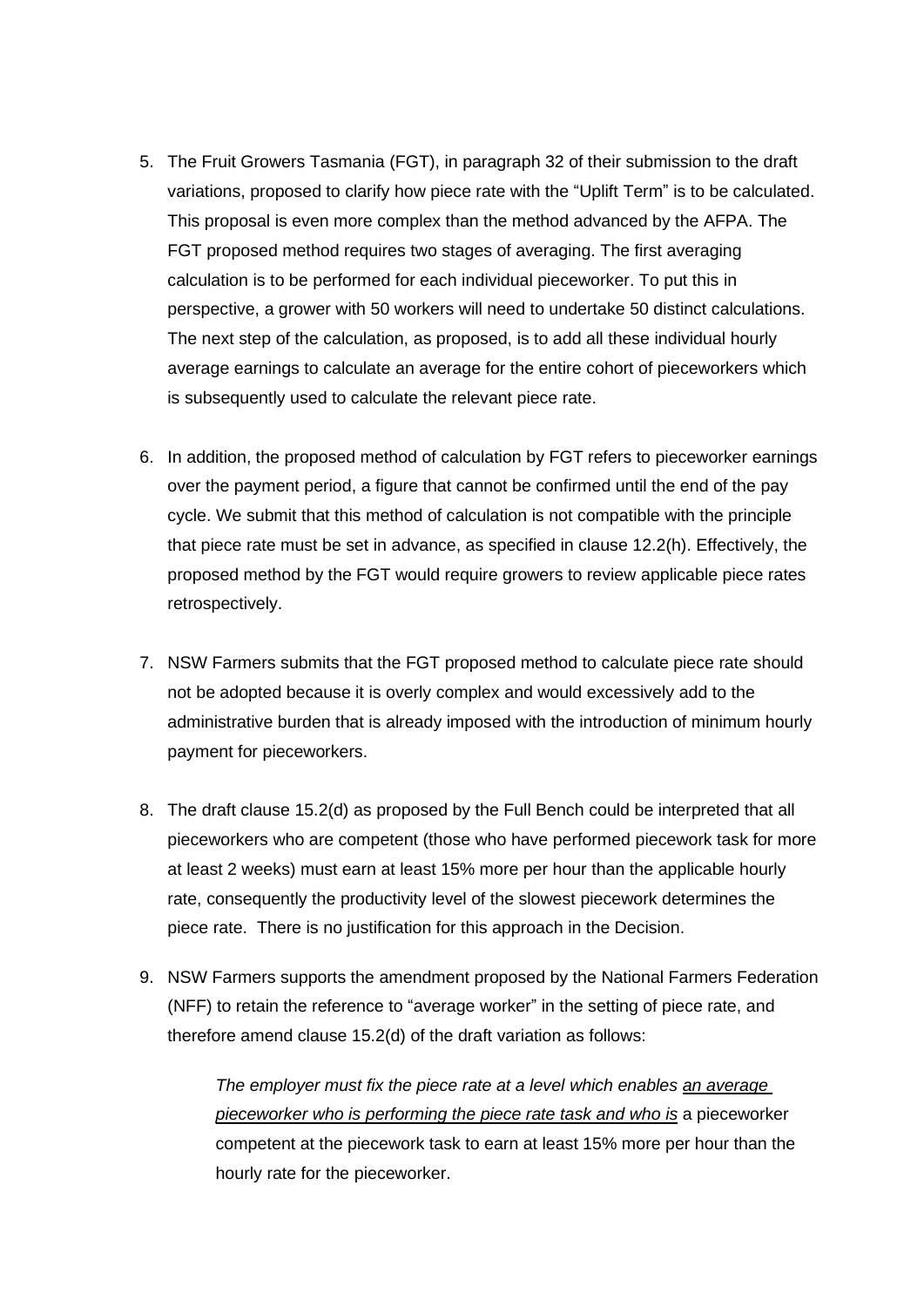5. The Fruit Growers Tasmania (FGT), in paragraph 32 of their submission to the draft variations, proposed to clarify how piece rate with the "Uplift Term" is to be calculated. This proposal is even more complex than the method advanced by the AFPA. The FGT proposed method requires two stages of averaging. The first averaging calculation is to be performed for each individual pieceworker. To put this in perspective, a grower with 50 workers will need to undertake 50 distinct calculations. The next step of the calculation, as proposed, is to add all these individual hourly average earnings to calculate an average for the entire cohort of pieceworkers which is subsequently used to calculate the relevant piece rate.

6. In addition, the proposed method of calculation by FGT refers to pieceworker earnings over the payment period, a figure that cannot be confirmed until the end of the pay cycle. We submit that this method of calculation is not compatible with the principle that piece rate must be set in advance, as specified in clause 12.2(h). Effectively, the proposed method by the FGT would require growers to review applicable piece rates retrospectively.

7. NSW Farmers submits that the FGT proposed method to calculate piece rate should not be adopted because it is overly complex and would excessively add to the administrative burden that is already imposed with the introduction of minimum hourly payment for pieceworkers.

8. The draft clause 15.2(d) as proposed by the Full Bench could be interpreted that all pieceworkers who are competent (those who have performed piecework task for more at least 2 weeks) must earn at least 15% more per hour than the applicable hourly rate, consequently the productivity level of the slowest piecework determines the piece rate. There is no justification for this approach in the Decision.

9. NSW Farmers supports the amendment proposed by the National Farmers Federation (NFF) to retain the reference to "average worker" in the setting of piece rate, and therefore amend clause 15.2(d) of the draft variation as follows:

   *The employer must fix the piece rate at a level which enables <u>an average pieceworker who is performing the piece rate task and who is</u>* a pieceworker competent at the piecework task to earn at least 15% more per hour than the hourly rate for the pieceworker.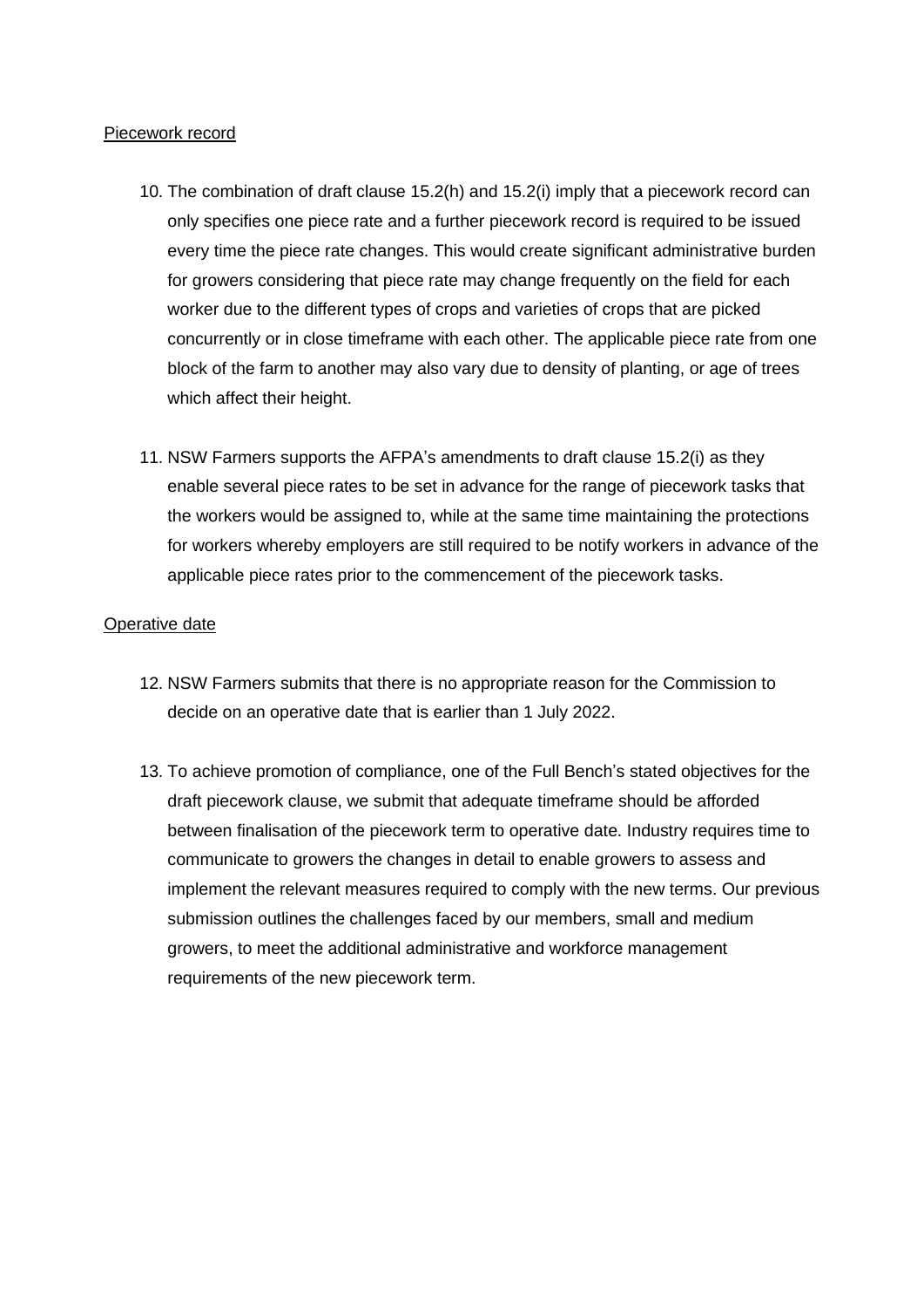Piecework record

10. The combination of draft clause 15.2(h) and 15.2(i) imply that a piecework record can only specifies one piece rate and a further piecework record is required to be issued every time the piece rate changes. This would create significant administrative burden for growers considering that piece rate may change frequently on the field for each worker due to the different types of crops and varieties of crops that are picked concurrently or in close timeframe with each other. The applicable piece rate from one block of the farm to another may also vary due to density of planting, or age of trees which affect their height.

11. NSW Farmers supports the AFPA's amendments to draft clause 15.2(i) as they enable several piece rates to be set in advance for the range of piecework tasks that the workers would be assigned to, while at the same time maintaining the protections for workers whereby employers are still required to be notify workers in advance of the applicable piece rates prior to the commencement of the piecework tasks.

Operative date

12. NSW Farmers submits that there is no appropriate reason for the Commission to decide on an operative date that is earlier than 1 July 2022.

13. To achieve promotion of compliance, one of the Full Bench's stated objectives for the draft piecework clause, we submit that adequate timeframe should be afforded between finalisation of the piecework term to operative date. Industry requires time to communicate to growers the changes in detail to enable growers to assess and implement the relevant measures required to comply with the new terms. Our previous submission outlines the challenges faced by our members, small and medium growers, to meet the additional administrative and workforce management requirements of the new piecework term.